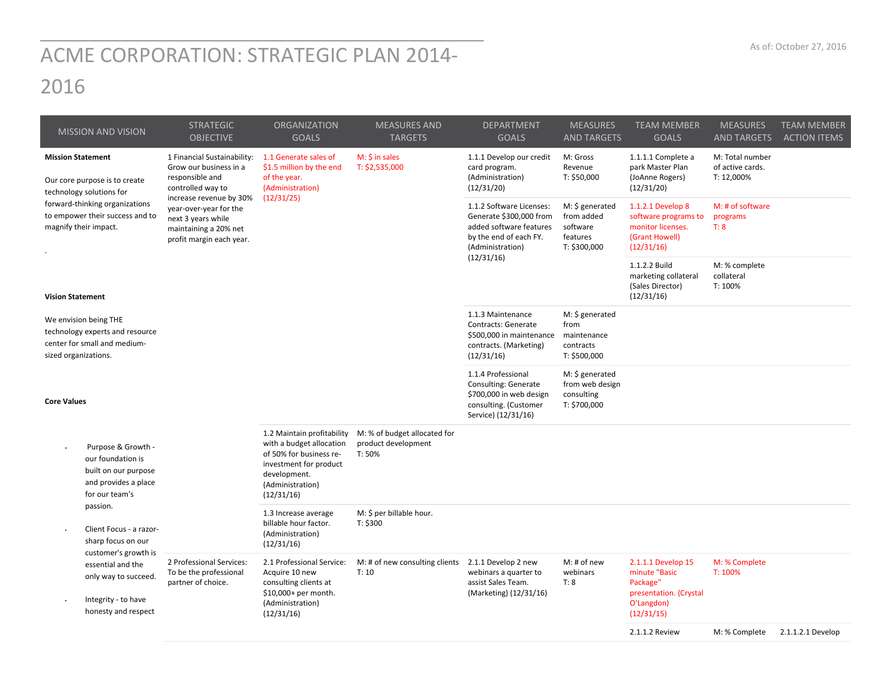# ACME CORPORATION: STRATEGIC PLAN 2014-2016

As of: October 27, 2016

| MISSION AND VISION | STRATEGIC OBJECTIVE | ORGANIZATION GOALS | MEASURES AND TARGETS | DEPARTMENT GOALS | MEASURES AND TARGETS | TEAM MEMBER GOALS | MEASURES AND TARGETS | TEAM MEMBER ACTION ITEMS |
|---|---|---|---|---|---|---|---|---|
| **Mission Statement**<br><br>Our core purpose is to create technology solutions for forward-thinking organizations to empower their success and to magnify their impact.<br><br>.<br><br>**Vision Statement**<br><br>We envision being THE technology experts and resource center for small and medium-sized organizations.<br><br>**Core Values**<br><br>• Purpose & Growth - our foundation is built on our purpose and provides a place for our team's passion.<br><br>• Client Focus - a razor-sharp focus on our customer's growth is essential and the only way to succeed.<br><br>• Integrity - to have honesty and respect | 1 Financial Sustainability: Grow our business in a responsible and controlled way to increase revenue by 30% year-over-year for the next 3 years while maintaining a 20% net profit margin each year. | 1.1 Generate sales of $1.5 million by the end of the year. (Administration) (12/31/25) | M: $ in sales<br>T: $2,535,000 | 1.1.1 Develop our credit card program. (Administration) (12/31/20) | M: Gross Revenue<br>T: $50,000 | 1.1.1.1 Complete a park Master Plan (JoAnne Rogers) (12/31/20) | M: Total number of active cards.<br>T: 12,000% | |
| | | | | 1.1.2 Software Licenses: Generate $300,000 from added software features by the end of each FY. (Administration) (12/31/16) | M: $ generated from added software features<br>T: $300,000 | 1.1.2.1 Develop 8 software programs to monitor licenses. (Grant Howell) (12/31/16) | M: # of software programs<br>T: 8 | |
| | | | | | | 1.1.2.2 Build marketing collateral (Sales Director) (12/31/16) | M: % complete collateral<br>T: 100% | |
| | | | | 1.1.3 Maintenance Contracts: Generate $500,000 in maintenance contracts. (Marketing) (12/31/16) | M: $ generated from maintenance contracts<br>T: $500,000 | | | |
| | | | | 1.1.4 Professional Consulting: Generate $700,000 in web design consulting. (Customer Service) (12/31/16) | M: $ generated from web design consulting<br>T: $700,000 | | | |
| | | 1.2 Maintain profitability with a budget allocation of 50% for business re-investment for product development. (Administration) (12/31/16) | M: % of budget allocated for product development<br>T: 50% | | | | | |
| | | 1.3 Increase average billable hour factor. (Administration) (12/31/16) | M: $ per billable hour.<br>T: $300 | | | | | |
| | 2 Professional Services: To be the professional partner of choice. | 2.1 Professional Service: Acquire 10 new consulting clients at $10,000+ per month. (Administration) (12/31/16) | M: # of new consulting clients<br>T: 10 | 2.1.1 Develop 2 new webinars a quarter to assist Sales Team. (Marketing) (12/31/16) | M: # of new webinars<br>T: 8 | 2.1.1.1 Develop 15 minute "Basic Package" presentation. (Crystal O'Langdon) (12/31/15) | M: % Complete<br>T: 100% | |
| | | | | | | 2.1.1.2 Review | M: % Complete | 2.1.1.2.1 Develop |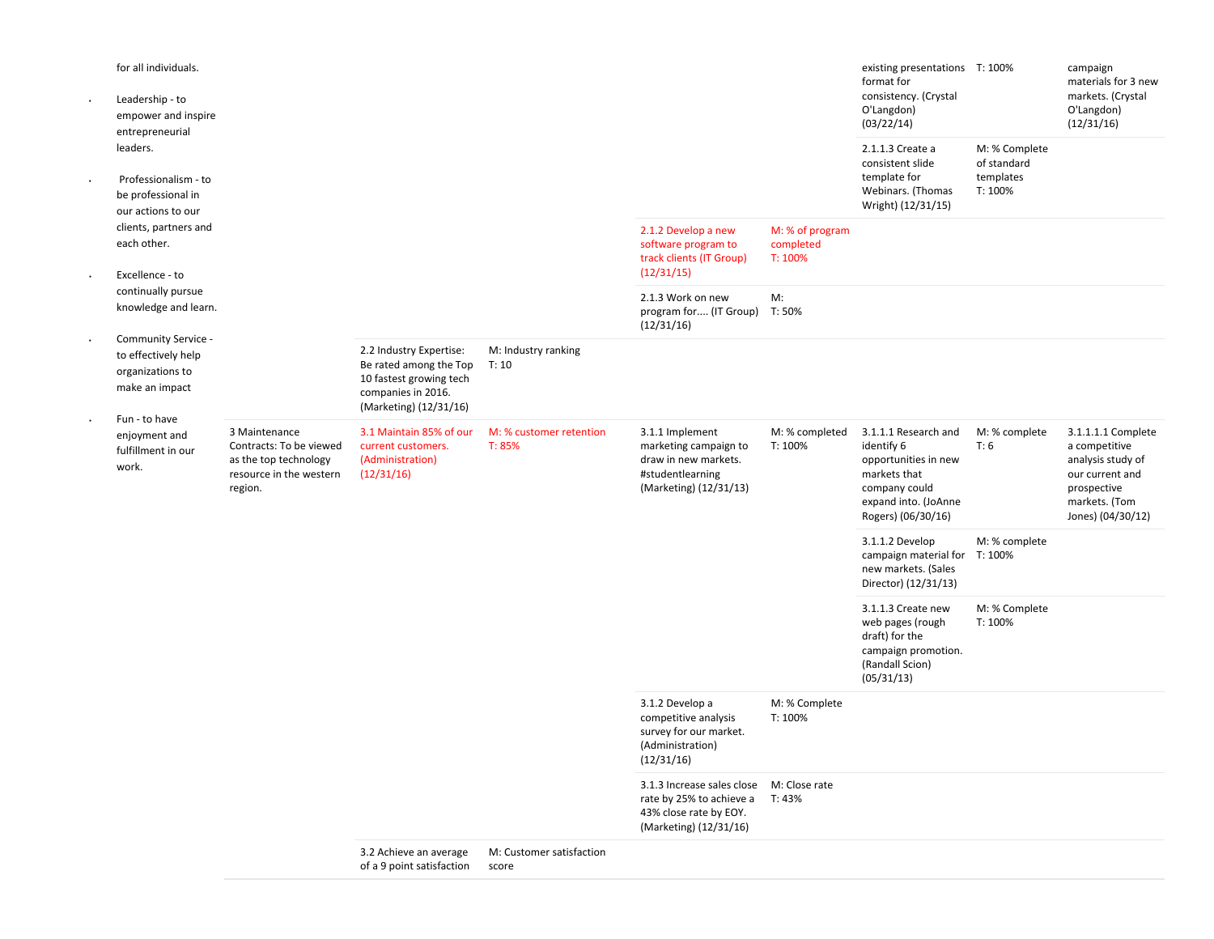| | | | | | | | | |
|---|---|---|---|---|---|---|---|---|
| for all individuals.<br><br>• Leadership - to empower and inspire entrepreneurial leaders.<br><br>• Professionalism - to be professional in our actions to our clients, partners and each other.<br><br>• Excellence - to continually pursue knowledge and learn.<br><br>• Community Service - to effectively help organizations to make an impact<br><br>• Fun - to have enjoyment and fulfillment in our work. | | | | | | existing presentations format for consistency. (Crystal O'Langdon) (03/22/14) | T: 100% | campaign materials for 3 new markets. (Crystal O'Langdon) (12/31/16) |
| | | | | | | 2.1.1.3 Create a consistent slide template for Webinars. (Thomas Wright) (12/31/15) | M: % Complete of standard templates T: 100% | |
| | | | | 2.1.2 Develop a new software program to track clients (IT Group) (12/31/15) | M: % of program completed T: 100% | | | |
| | | | | 2.1.3 Work on new program for.... (IT Group) (12/31/16) | M: T: 50% | | | |
| | | 2.2 Industry Expertise: Be rated among the Top 10 fastest growing tech companies in 2016. (Marketing) (12/31/16) | M: Industry ranking T: 10 | | | | | |
| | 3 Maintenance Contracts: To be viewed as the top technology resource in the western region. | 3.1 Maintain 85% of our current customers. (Administration) (12/31/16) | M: % customer retention T: 85% | 3.1.1 Implement marketing campaign to draw in new markets. #studentlearning (Marketing) (12/31/13) | M: % completed T: 100% | 3.1.1.1 Research and identify 6 opportunities in new markets that company could expand into. (JoAnne Rogers) (06/30/16) | M: % complete T: 6 | 3.1.1.1.1 Complete a competitive analysis study of our current and prospective markets. (Tom Jones) (04/30/12) |
| | | | | | | 3.1.1.2 Develop campaign material for new markets. (Sales Director) (12/31/13) | M: % complete T: 100% | |
| | | | | | | 3.1.1.3 Create new web pages (rough draft) for the campaign promotion. (Randall Scion) (05/31/13) | M: % Complete T: 100% | |
| | | | | 3.1.2 Develop a competitive analysis survey for our market. (Administration) (12/31/16) | M: % Complete T: 100% | | | |
| | | | | 3.1.3 Increase sales close rate by 25% to achieve a 43% close rate by EOY. (Marketing) (12/31/16) | M: Close rate T: 43% | | | |
| | | 3.2 Achieve an average of a 9 point satisfaction | M: Customer satisfaction score | | | | | |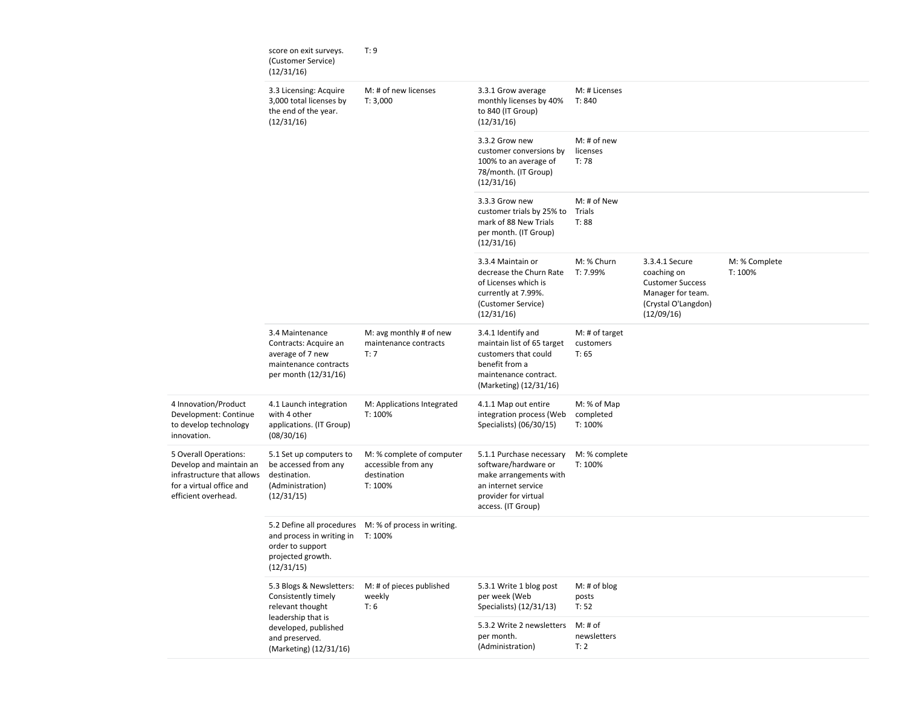| | | | | | | |
|---|---|---|---|---|---|---|
| | score on exit surveys. (Customer Service) (12/31/16) | T: 9 | | | | |
| | 3.3 Licensing: Acquire 3,000 total licenses by the end of the year. (12/31/16) | M: # of new licenses T: 3,000 | 3.3.1 Grow average monthly licenses by 40% to 840 (IT Group) (12/31/16) | M: # Licenses T: 840 | | |
| | | | 3.3.2 Grow new customer conversions by 100% to an average of 78/month. (IT Group) (12/31/16) | M: # of new licenses T: 78 | | |
| | | | 3.3.3 Grow new customer trials by 25% to mark of 88 New Trials per month. (IT Group) (12/31/16) | M: # of New Trials T: 88 | | |
| | | | 3.3.4 Maintain or decrease the Churn Rate of Licenses which is currently at 7.99%. (Customer Service) (12/31/16) | M: % Churn T: 7.99% | 3.3.4.1 Secure coaching on Customer Success Manager for team. (Crystal O'Langdon) (12/09/16) | M: % Complete T: 100% |
| | 3.4 Maintenance Contracts: Acquire an average of 7 new maintenance contracts per month (12/31/16) | M: avg monthly # of new maintenance contracts T: 7 | 3.4.1 Identify and maintain list of 65 target customers that could benefit from a maintenance contract. (Marketing) (12/31/16) | M: # of target customers T: 65 | | |
| 4 Innovation/Product Development: Continue to develop technology innovation. | 4.1 Launch integration with 4 other applications. (IT Group) (08/30/16) | M: Applications Integrated T: 100% | 4.1.1 Map out entire integration process (Web Specialists) (06/30/15) | M: % of Map completed T: 100% | | |
| 5 Overall Operations: Develop and maintain an infrastructure that allows for a virtual office and efficient overhead. | 5.1 Set up computers to be accessed from any destination. (Administration) (12/31/15) | M: % complete of computer accessible from any destination T: 100% | 5.1.1 Purchase necessary software/hardware or make arrangements with an internet service provider for virtual access. (IT Group) | M: % complete T: 100% | | |
| | 5.2 Define all procedures and process in writing in order to support projected growth. (12/31/15) | M: % of process in writing. T: 100% | | | | |
| | 5.3 Blogs & Newsletters: Consistently timely relevant thought leadership that is developed, published and preserved. (Marketing) (12/31/16) | M: # of pieces published weekly T: 6 | 5.3.1 Write 1 blog post per week (Web Specialists) (12/31/13) | M: # of blog posts T: 52 | | |
| | | | 5.3.2 Write 2 newsletters per month. (Administration) | M: # of newsletters T: 2 | | |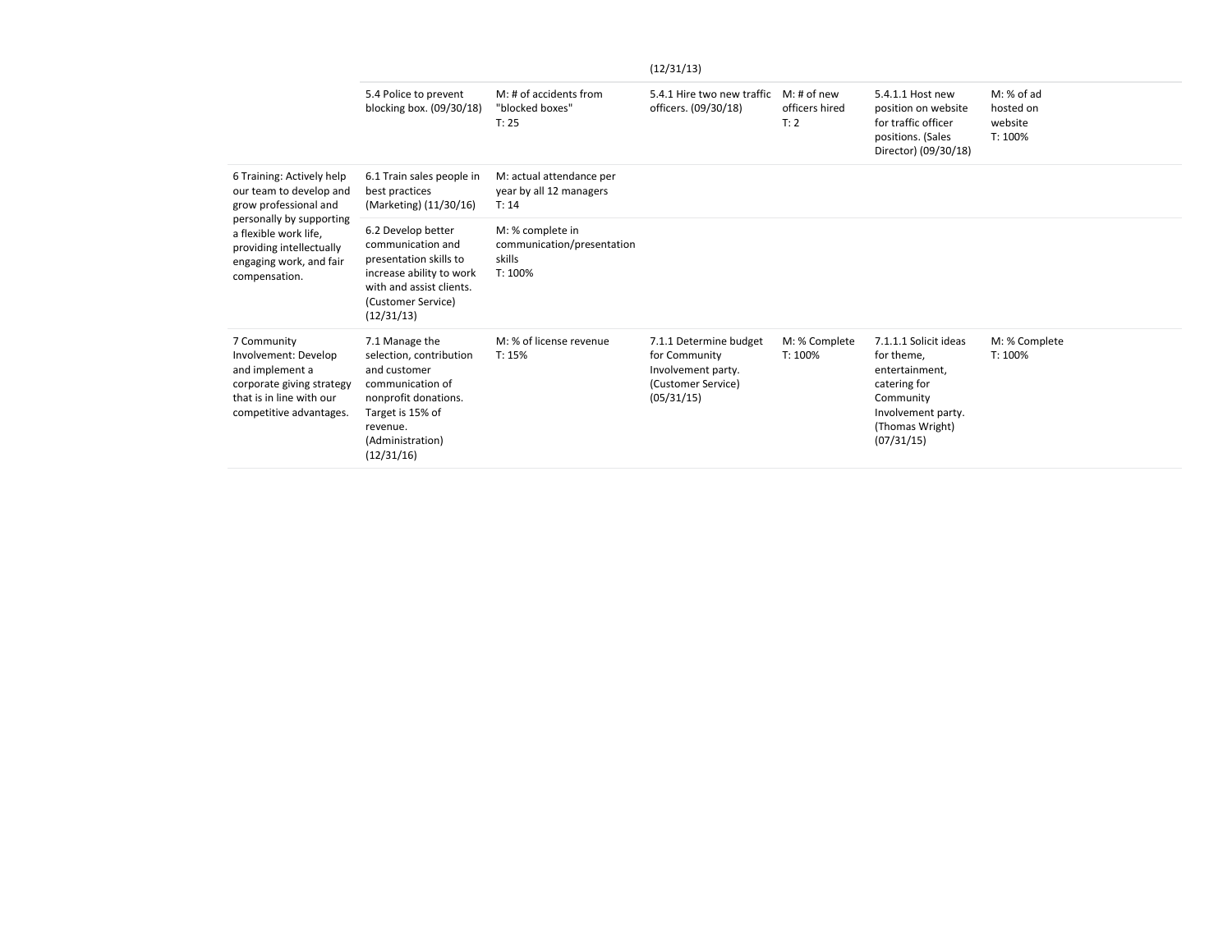| | | | | | | |
|---|---|---|---|---|---|---|
| | | | (12/31/13) | | | |
| | 5.4 Police to prevent blocking box. (09/30/18) | M: # of accidents from "blocked boxes" T: 25 | 5.4.1 Hire two new traffic officers. (09/30/18) | M: # of new officers hired T: 2 | 5.4.1.1 Host new position on website for traffic officer positions. (Sales Director) (09/30/18) | M: % of ad hosted on website T: 100% |
| 6 Training: Actively help our team to develop and grow professional and personally by supporting a flexible work life, providing intellectually engaging work, and fair compensation. | 6.1 Train sales people in best practices (Marketing) (11/30/16) | M: actual attendance per year by all 12 managers T: 14 | | | | |
| | 6.2 Develop better communication and presentation skills to increase ability to work with and assist clients. (Customer Service) (12/31/13) | M: % complete in communication/presentation skills T: 100% | | | | |
| 7 Community Involvement: Develop and implement a corporate giving strategy that is in line with our competitive advantages. | 7.1 Manage the selection, contribution and customer communication of nonprofit donations. Target is 15% of revenue. (Administration) (12/31/16) | M: % of license revenue T: 15% | 7.1.1 Determine budget for Community Involvement party. (Customer Service) (05/31/15) | M: % Complete T: 100% | 7.1.1.1 Solicit ideas for theme, entertainment, catering for Community Involvement party. (Thomas Wright) (07/31/15) | M: % Complete T: 100% |